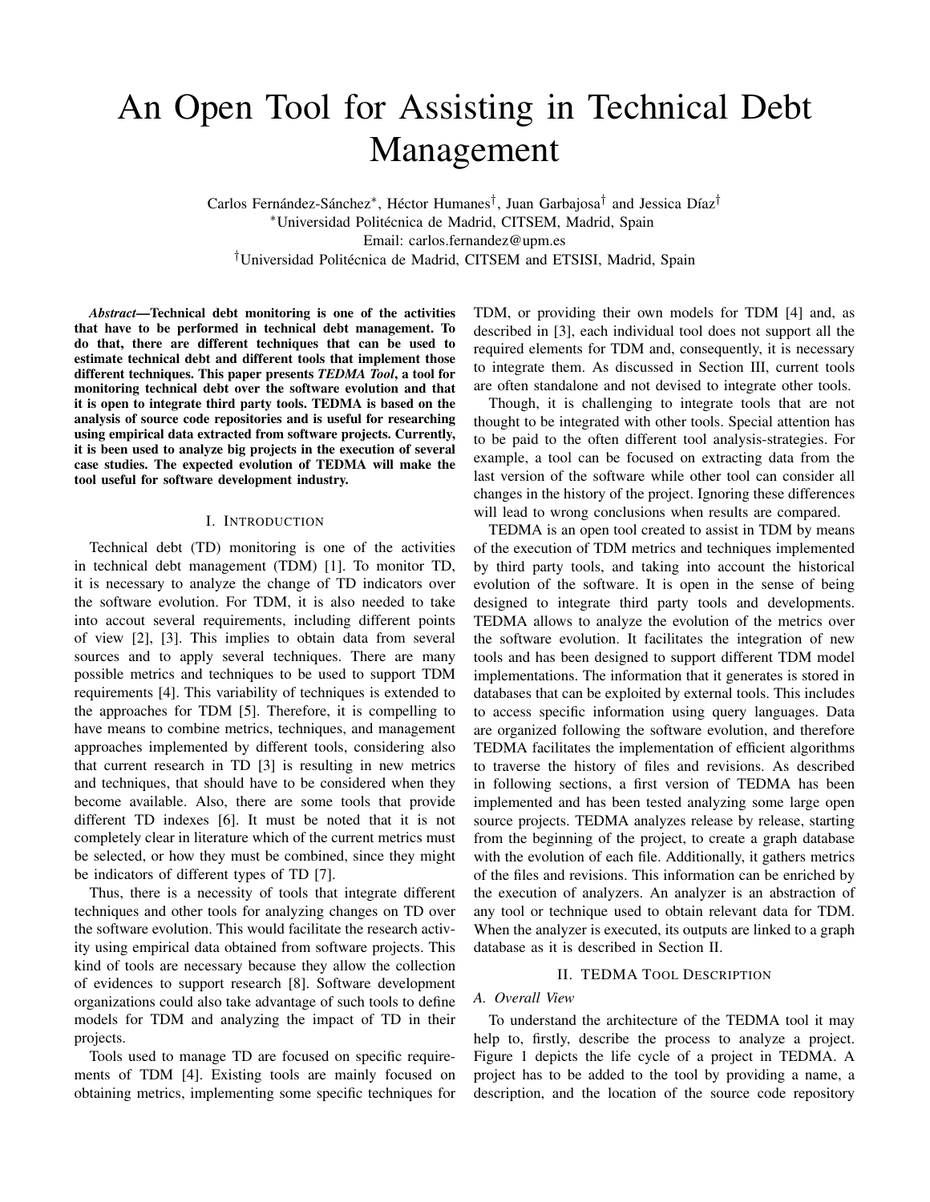# An Open Tool for Assisting in Technical Debt Management

Carlos Fernández-Sánchez*, Héctor Humanes†, Juan Garbajosa† and Jessica Díaz†

*Universidad Politécnica de Madrid, CITSEM, Madrid, Spain
Email: carlos.fernandez@upm.es

†Universidad Politécnica de Madrid, CITSEM and ETSISI, Madrid, Spain

***Abstract*—Technical debt monitoring is one of the activities that have to be performed in technical debt management. To do that, there are different techniques that can be used to estimate technical debt and different tools that implement those different techniques. This paper presents *TEDMA Tool*, a tool for monitoring technical debt over the software evolution and that it is open to integrate third party tools. TEDMA is based on the analysis of source code repositories and is useful for researching using empirical data extracted from software projects. Currently, it is been used to analyze big projects in the execution of several case studies. The expected evolution of TEDMA will make the tool useful for software development industry.**

## I. Introduction

Technical debt (TD) monitoring is one of the activities in technical debt management (TDM) [1]. To monitor TD, it is necessary to analyze the change of TD indicators over the software evolution. For TDM, it is also needed to take into accout several requirements, including different points of view [2], [3]. This implies to obtain data from several sources and to apply several techniques. There are many possible metrics and techniques to be used to support TDM requirements [4]. This variability of techniques is extended to the approaches for TDM [5]. Therefore, it is compelling to have means to combine metrics, techniques, and management approaches implemented by different tools, considering also that current research in TD [3] is resulting in new metrics and techniques, that should have to be considered when they become available. Also, there are some tools that provide different TD indexes [6]. It must be noted that it is not completely clear in literature which of the current metrics must be selected, or how they must be combined, since they might be indicators of different types of TD [7].

Thus, there is a necessity of tools that integrate different techniques and other tools for analyzing changes on TD over the software evolution. This would facilitate the research activity using empirical data obtained from software projects. This kind of tools are necessary because they allow the collection of evidences to support research [8]. Software development organizations could also take advantage of such tools to define models for TDM and analyzing the impact of TD in their projects.

Tools used to manage TD are focused on specific requirements of TDM [4]. Existing tools are mainly focused on obtaining metrics, implementing some specific techniques for TDM, or providing their own models for TDM [4] and, as described in [3], each individual tool does not support all the required elements for TDM and, consequently, it is necessary to integrate them. As discussed in Section III, current tools are often standalone and not devised to integrate other tools.

Though, it is challenging to integrate tools that are not thought to be integrated with other tools. Special attention has to be paid to the often different tool analysis-strategies. For example, a tool can be focused on extracting data from the last version of the software while other tool can consider all changes in the history of the project. Ignoring these differences will lead to wrong conclusions when results are compared.

TEDMA is an open tool created to assist in TDM by means of the execution of TDM metrics and techniques implemented by third party tools, and taking into account the historical evolution of the software. It is open in the sense of being designed to integrate third party tools and developments. TEDMA allows to analyze the evolution of the metrics over the software evolution. It facilitates the integration of new tools and has been designed to support different TDM model implementations. The information that it generates is stored in databases that can be exploited by external tools. This includes to access specific information using query languages. Data are organized following the software evolution, and therefore TEDMA facilitates the implementation of efficient algorithms to traverse the history of files and revisions. As described in following sections, a first version of TEDMA has been implemented and has been tested analyzing some large open source projects. TEDMA analyzes release by release, starting from the beginning of the project, to create a graph database with the evolution of each file. Additionally, it gathers metrics of the files and revisions. This information can be enriched by the execution of analyzers. An analyzer is an abstraction of any tool or technique used to obtain relevant data for TDM. When the analyzer is executed, its outputs are linked to a graph database as it is described in Section II.

## II. TEDMA Tool Description

### A. Overall View

To understand the architecture of the TEDMA tool it may help to, firstly, describe the process to analyze a project. Figure 1 depicts the life cycle of a project in TEDMA. A project has to be added to the tool by providing a name, a description, and the location of the source code repository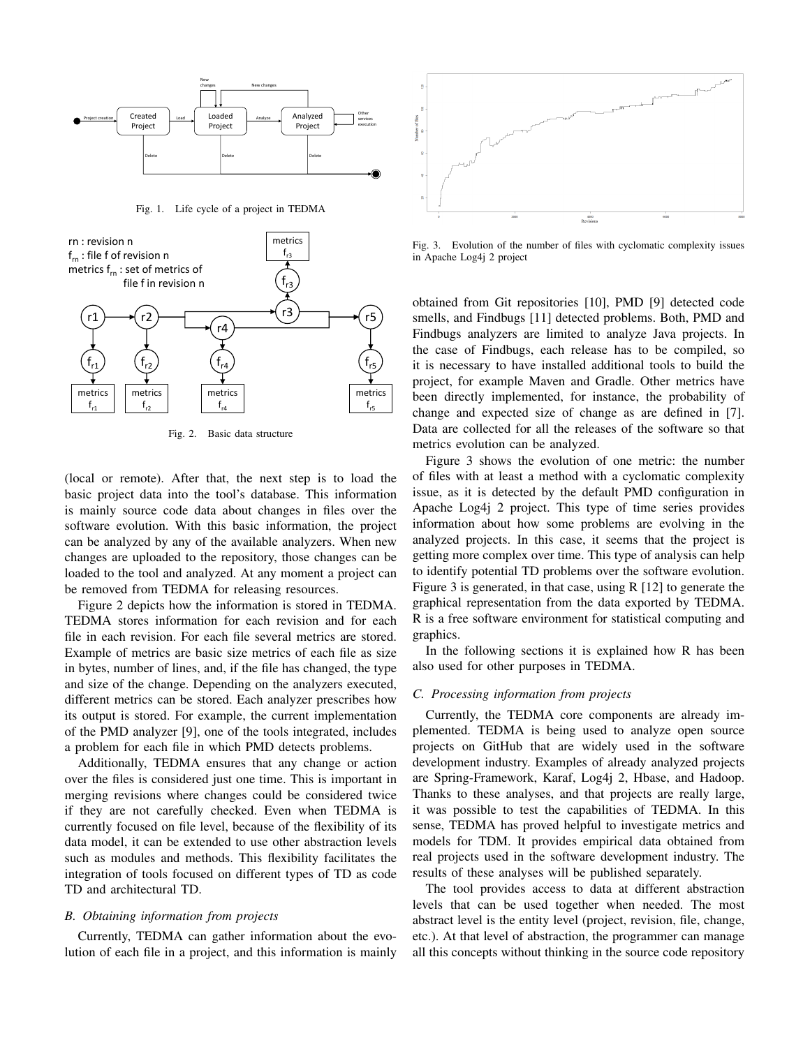New changes

New changes

Project creation

Created Project

Load

Loaded Project

Analyze

Analyzed Project

Other services execution

Delete

Delete

Delete

Fig. 1. Life cycle of a project in TEDMA

rn : revision n

$f_{rn}$ : file f of revision n

metrics $f_{rn}$ : set of metrics of file f in revision n

r1 r2 r3 r4 r5

$f_{r1}$ $f_{r2}$ $f_{r3}$ $f_{r4}$ $f_{r5}$

metrics $f_{r1}$ metrics $f_{r2}$ metrics $f_{r3}$ metrics $f_{r4}$ metrics $f_{r5}$

Fig. 2. Basic data structure

(local or remote). After that, the next step is to load the basic project data into the tool's database. This information is mainly source code data about changes in files over the software evolution. With this basic information, the project can be analyzed by any of the available analyzers. When new changes are uploaded to the repository, those changes can be loaded to the tool and analyzed. At any moment a project can be removed from TEDMA for releasing resources.

Figure 2 depicts how the information is stored in TEDMA. TEDMA stores information for each revision and for each file in each revision. For each file several metrics are stored. Example of metrics are basic size metrics of each file as size in bytes, number of lines, and, if the file has changed, the type and size of the change. Depending on the analyzers executed, different metrics can be stored. Each analyzer prescribes how its output is stored. For example, the current implementation of the PMD analyzer [9], one of the tools integrated, includes a problem for each file in which PMD detects problems.

Additionally, TEDMA ensures that any change or action over the files is considered just one time. This is important in merging revisions where changes could be considered twice if they are not carefully checked. Even when TEDMA is currently focused on file level, because of the flexibility of its data model, it can be extended to use other abstraction levels such as modules and methods. This flexibility facilitates the integration of tools focused on different types of TD as code TD and architectural TD.

### B. Obtaining information from projects

Currently, TEDMA can gather information about the evolution of each file in a project, and this information is mainly obtained from Git repositories [10], PMD [9] detected code smells, and Findbugs [11] detected problems. Both, PMD and Findbugs analyzers are limited to analyze Java projects. In the case of Findbugs, each release has to be compiled, so it is necessary to have installed additional tools to build the project, for example Maven and Gradle. Other metrics have been directly implemented, for instance, the probability of change and expected size of change as are defined in [7]. Data are collected for all the releases of the software so that metrics evolution can be analyzed.

Number of files

Revisions

Fig. 3. Evolution of the number of files with cyclomatic complexity issues in Apache Log4j 2 project

Figure 3 shows the evolution of one metric: the number of files with at least a method with a cyclomatic complexity issue, as it is detected by the default PMD configuration in Apache Log4j 2 project. This type of time series provides information about how some problems are evolving in the analyzed projects. In this case, it seems that the project is getting more complex over time. This type of analysis can help to identify potential TD problems over the software evolution. Figure 3 is generated, in that case, using R [12] to generate the graphical representation from the data exported by TEDMA. R is a free software environment for statistical computing and graphics.

In the following sections it is explained how R has been also used for other purposes in TEDMA.

### C. Processing information from projects

Currently, the TEDMA core components are already implemented. TEDMA is being used to analyze open source projects on GitHub that are widely used in the software development industry. Examples of already analyzed projects are Spring-Framework, Karaf, Log4j 2, Hbase, and Hadoop. Thanks to these analyses, and that projects are really large, it was possible to test the capabilities of TEDMA. In this sense, TEDMA has proved helpful to investigate metrics and models for TDM. It provides empirical data obtained from real projects used in the software development industry. The results of these analyses will be published separately.

The tool provides access to data at different abstraction levels that can be used together when needed. The most abstract level is the entity level (project, revision, file, change, etc.). At that level of abstraction, the programmer can manage all this concepts without thinking in the source code repository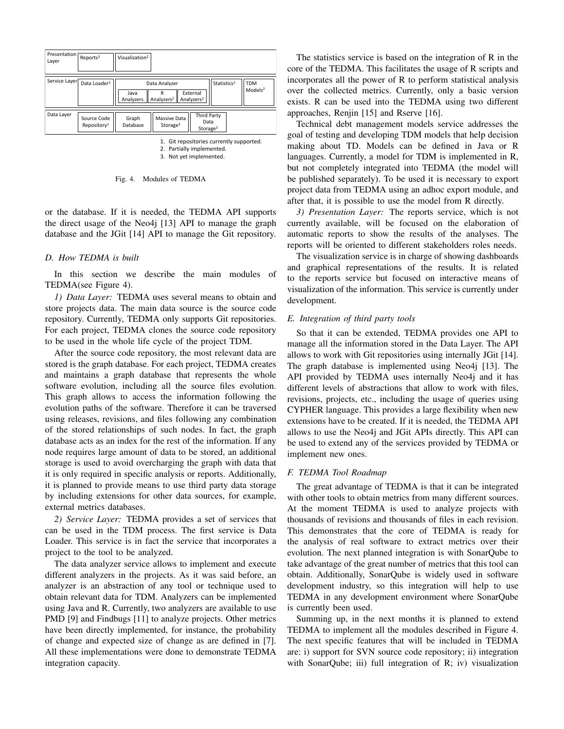Presentation Layer
Reports[3]
Visualization[2]

Service Layer
Data Loader[1]
Data Analyzer
Java Analyzers
R Analyzers[2]
External Analyzers[2]
Statistics[2]
TDM Models[2]

Data Layer
Source Code Repository[1]
Graph Database
Massive Data Storage[2]
Third Party Data Storage[3]

1. Git repositories currently supported.
2. Partially implemented.
3. Not yet implemented.

Fig. 4. Modules of TEDMA

or the database. If it is needed, the TEDMA API supports the direct usage of the Neo4j [13] API to manage the graph database and the JGit [14] API to manage the Git repository.

### D. How TEDMA is built

In this section we describe the main modules of TEDMA(see Figure 4).

*1) Data Layer:* TEDMA uses several means to obtain and store projects data. The main data source is the source code repository. Currently, TEDMA only supports Git repositories. For each project, TEDMA clones the source code repository to be used in the whole life cycle of the project TDM.

After the source code repository, the most relevant data are stored is the graph database. For each project, TEDMA creates and maintains a graph database that represents the whole software evolution, including all the source files evolution. This graph allows to access the information following the evolution paths of the software. Therefore it can be traversed using releases, revisions, and files following any combination of the stored relationships of such nodes. In fact, the graph database acts as an index for the rest of the information. If any node requires large amount of data to be stored, an additional storage is used to avoid overcharging the graph with data that it is only required in specific analysis or reports. Additionally, it is planned to provide means to use third party data storage by including extensions for other data sources, for example, external metrics databases.

*2) Service Layer:* TEDMA provides a set of services that can be used in the TDM process. The first service is Data Loader. This service is in fact the service that incorporates a project to the tool to be analyzed.

The data analyzer service allows to implement and execute different analyzers in the projects. As it was said before, an analyzer is an abstraction of any tool or technique used to obtain relevant data for TDM. Analyzers can be implemented using Java and R. Currently, two analyzers are available to use PMD [9] and Findbugs [11] to analyze projects. Other metrics have been directly implemented, for instance, the probability of change and expected size of change as are defined in [7]. All these implementations were done to demonstrate TEDMA integration capacity.

The statistics service is based on the integration of R in the core of the TEDMA. This facilitates the usage of R scripts and incorporates all the power of R to perform statistical analysis over the collected metrics. Currently, only a basic version exists. R can be used into the TEDMA using two different approaches, Renjin [15] and Rserve [16].

Technical debt management models service addresses the goal of testing and developing TDM models that help decision making about TD. Models can be defined in Java or R languages. Currently, a model for TDM is implemented in R, but not completely integrated into TEDMA (the model will be published separately). To be used it is necessary to export project data from TEDMA using an adhoc export module, and after that, it is possible to use the model from R directly.

*3) Presentation Layer:* The reports service, which is not currently available, will be focused on the elaboration of automatic reports to show the results of the analyses. The reports will be oriented to different stakeholders roles needs.

The visualization service is in charge of showing dashboards and graphical representations of the results. It is related to the reports service but focused on interactive means of visualization of the information. This service is currently under development.

### E. Integration of third party tools

So that it can be extended, TEDMA provides one API to manage all the information stored in the Data Layer. The API allows to work with Git repositories using internally JGit [14]. The graph database is implemented using Neo4j [13]. The API provided by TEDMA uses internally Neo4j and it has different levels of abstractions that allow to work with files, revisions, projects, etc., including the usage of queries using CYPHER language. This provides a large flexibility when new extensions have to be created. If it is needed, the TEDMA API allows to use the Neo4j and JGit APIs directly. This API can be used to extend any of the services provided by TEDMA or implement new ones.

### F. TEDMA Tool Roadmap

The great advantage of TEDMA is that it can be integrated with other tools to obtain metrics from many different sources. At the moment TEDMA is used to analyze projects with thousands of revisions and thousands of files in each revision. This demonstrates that the core of TEDMA is ready for the analysis of real software to extract metrics over their evolution. The next planned integration is with SonarQube to take advantage of the great number of metrics that this tool can obtain. Additionally, SonarQube is widely used in software development industry, so this integration will help to use TEDMA in any development environment where SonarQube is currently been used.

Summing up, in the next months it is planned to extend TEDMA to implement all the modules described in Figure 4. The next specific features that will be included in TEDMA are: i) support for SVN source code repository; ii) integration with SonarQube; iii) full integration of R; iv) visualization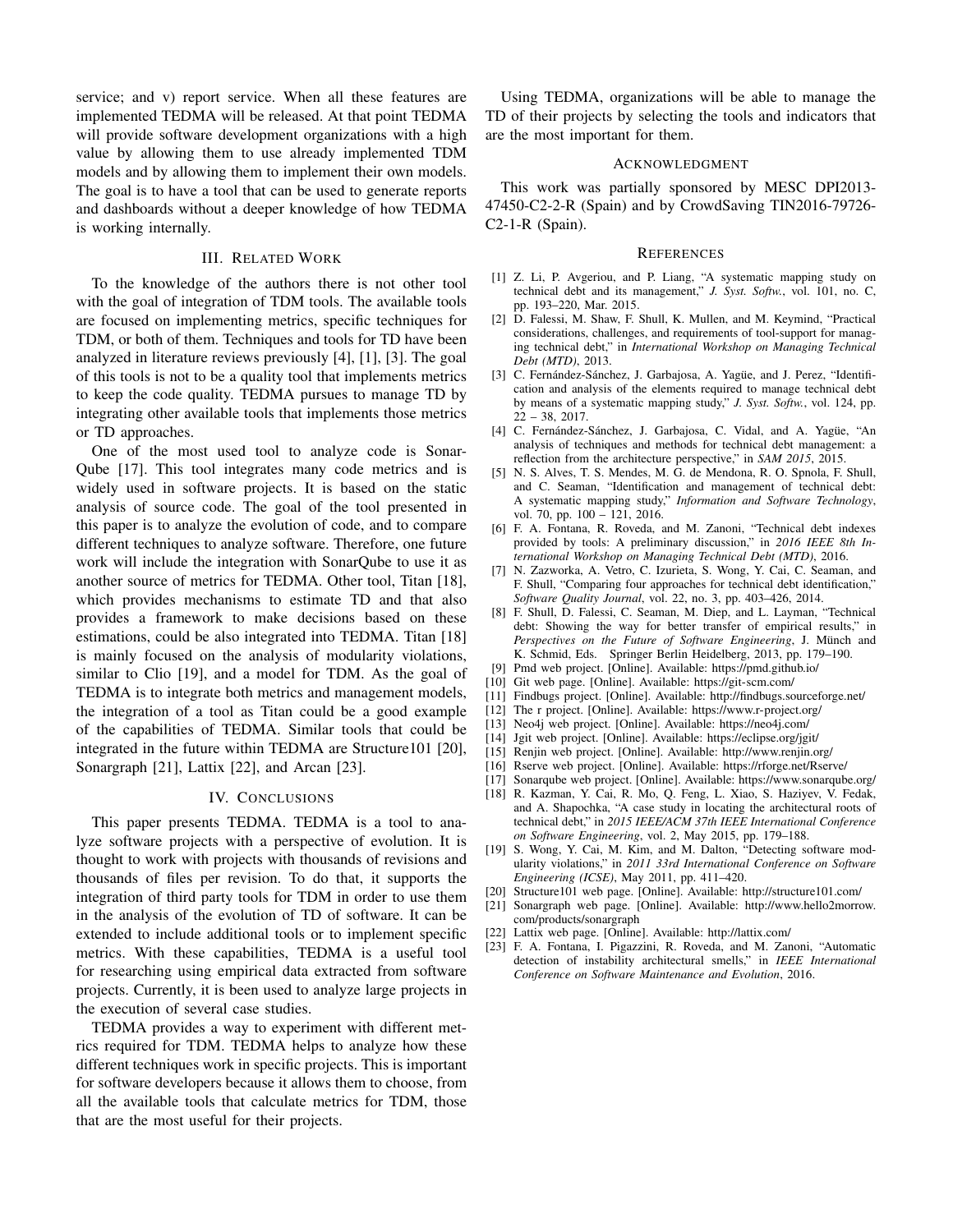service; and v) report service. When all these features are implemented TEDMA will be released. At that point TEDMA will provide software development organizations with a high value by allowing them to use already implemented TDM models and by allowing them to implement their own models. The goal is to have a tool that can be used to generate reports and dashboards without a deeper knowledge of how TEDMA is working internally.

## III. Related Work

To the knowledge of the authors there is not other tool with the goal of integration of TDM tools. The available tools are focused on implementing metrics, specific techniques for TDM, or both of them. Techniques and tools for TD have been analyzed in literature reviews previously [4], [1], [3]. The goal of this tools is not to be a quality tool that implements metrics to keep the code quality. TEDMA pursues to manage TD by integrating other available tools that implements those metrics or TD approaches.

One of the most used tool to analyze code is SonarQube [17]. This tool integrates many code metrics and is widely used in software projects. It is based on the static analysis of source code. The goal of the tool presented in this paper is to analyze the evolution of code, and to compare different techniques to analyze software. Therefore, one future work will include the integration with SonarQube to use it as another source of metrics for TEDMA. Other tool, Titan [18], which provides mechanisms to estimate TD and that also provides a framework to make decisions based on these estimations, could be also integrated into TEDMA. Titan [18] is mainly focused on the analysis of modularity violations, similar to Clio [19], and a model for TDM. As the goal of TEDMA is to integrate both metrics and management models, the integration of a tool as Titan could be a good example of the capabilities of TEDMA. Similar tools that could be integrated in the future within TEDMA are Structure101 [20], Sonargraph [21], Lattix [22], and Arcan [23].

## IV. Conclusions

This paper presents TEDMA. TEDMA is a tool to analyze software projects with a perspective of evolution. It is thought to work with projects with thousands of revisions and thousands of files per revision. To do that, it supports the integration of third party tools for TDM in order to use them in the analysis of the evolution of TD of software. It can be extended to include additional tools or to implement specific metrics. With these capabilities, TEDMA is a useful tool for researching using empirical data extracted from software projects. Currently, it is been used to analyze large projects in the execution of several case studies.

TEDMA provides a way to experiment with different metrics required for TDM. TEDMA helps to analyze how these different techniques work in specific projects. This is important for software developers because it allows them to choose, from all the available tools that calculate metrics for TDM, those that are the most useful for their projects.

Using TEDMA, organizations will be able to manage the TD of their projects by selecting the tools and indicators that are the most important for them.

## Acknowledgment

This work was partially sponsored by MESC DPI2013-47450-C2-2-R (Spain) and by CrowdSaving TIN2016-79726-C2-1-R (Spain).

## References

[1] Z. Li, P. Avgeriou, and P. Liang, "A systematic mapping study on technical debt and its management," *J. Syst. Softw.*, vol. 101, no. C, pp. 193–220, Mar. 2015.

[2] D. Falessi, M. Shaw, F. Shull, K. Mullen, and M. Keymind, "Practical considerations, challenges, and requirements of tool-support for managing technical debt," in *International Workshop on Managing Technical Debt (MTD)*, 2013.

[3] C. Fernández-Sánchez, J. Garbajosa, A. Yagüe, and J. Perez, "Identification and analysis of the elements required to manage technical debt by means of a systematic mapping study," *J. Syst. Softw.*, vol. 124, pp. 22 – 38, 2017.

[4] C. Fernández-Sánchez, J. Garbajosa, C. Vidal, and A. Yagüe, "An analysis of techniques and methods for technical debt management: a reflection from the architecture perspective," in *SAM 2015*, 2015.

[5] N. S. Alves, T. S. Mendes, M. G. de Mendona, R. O. Spnola, F. Shull, and C. Seaman, "Identification and management of technical debt: A systematic mapping study," *Information and Software Technology*, vol. 70, pp. 100 – 121, 2016.

[6] F. A. Fontana, R. Roveda, and M. Zanoni, "Technical debt indexes provided by tools: A preliminary discussion," in *2016 IEEE 8th International Workshop on Managing Technical Debt (MTD)*, 2016.

[7] N. Zazworka, A. Vetro, C. Izurieta, S. Wong, Y. Cai, C. Seaman, and F. Shull, "Comparing four approaches for technical debt identification," *Software Quality Journal*, vol. 22, no. 3, pp. 403–426, 2014.

[8] F. Shull, D. Falessi, C. Seaman, M. Diep, and L. Layman, "Technical debt: Showing the way for better transfer of empirical results," in *Perspectives on the Future of Software Engineering*, J. Münch and K. Schmid, Eds. Springer Berlin Heidelberg, 2013, pp. 179–190.

[9] Pmd web project. [Online]. Available: https://pmd.github.io/

[10] Git web page. [Online]. Available: https://git-scm.com/

[11] Findbugs project. [Online]. Available: http://findbugs.sourceforge.net/

[12] The r project. [Online]. Available: https://www.r-project.org/

[13] Neo4j web project. [Online]. Available: https://neo4j.com/

[14] Jgit web project. [Online]. Available: https://eclipse.org/jgit/

[15] Renjin web project. [Online]. Available: http://www.renjin.org/

[16] Rserve web project. [Online]. Available: https://rforge.net/Rserve/

[17] Sonarqube web project. [Online]. Available: https://www.sonarqube.org/

[18] R. Kazman, Y. Cai, R. Mo, Q. Feng, L. Xiao, S. Haziyev, V. Fedak, and A. Shapochka, "A case study in locating the architectural roots of technical debt," in *2015 IEEE/ACM 37th IEEE International Conference on Software Engineering*, vol. 2, May 2015, pp. 179–188.

[19] S. Wong, Y. Cai, M. Kim, and M. Dalton, "Detecting software modularity violations," in *2011 33rd International Conference on Software Engineering (ICSE)*, May 2011, pp. 411–420.

[20] Structure101 web page. [Online]. Available: http://structure101.com/

[21] Sonargraph web page. [Online]. Available: http://www.hello2morrow.com/products/sonargraph

[22] Lattix web page. [Online]. Available: http://lattix.com/

[23] F. A. Fontana, I. Pigazzini, R. Roveda, and M. Zanoni, "Automatic detection of instability architectural smells," in *IEEE International Conference on Software Maintenance and Evolution*, 2016.